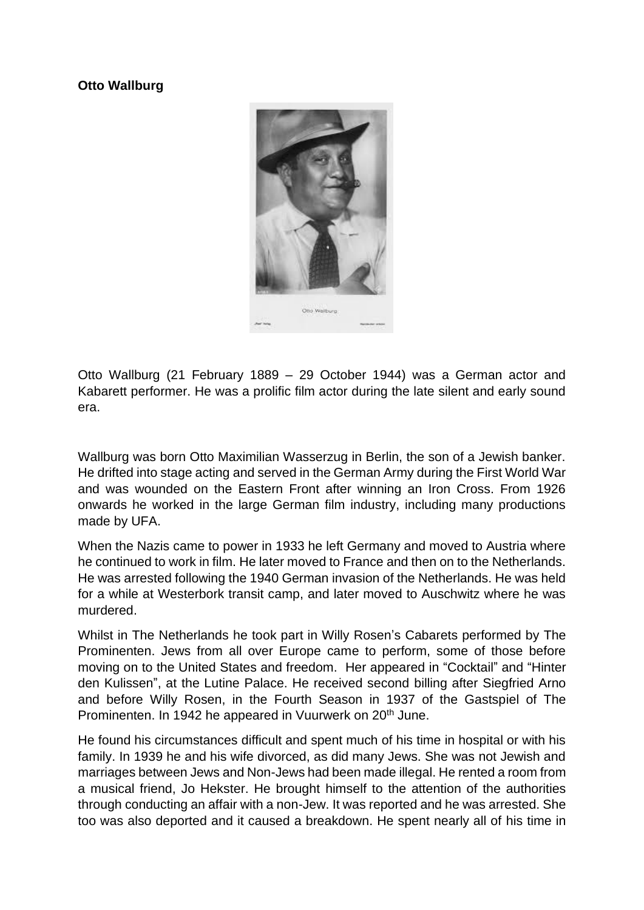**Otto Wallburg**

Otto Wallburg (21 February 1889 – 29 October 1944) was a German actor and Kabarett performer. He was a prolific film actor during the late silent and early sound era.

Wallburg was born Otto Maximilian Wasserzug in Berlin, the son of a Jewish banker. He drifted into stage acting and served in the German Army during the First World War and was wounded on the Eastern Front after winning an Iron Cross. From 1926 onwards he worked in the large German film industry, including many productions made by UFA.

When the Nazis came to power in 1933 he left Germany and moved to Austria where he continued to work in film. He later moved to France and then on to the Netherlands. He was arrested following the 1940 German invasion of the Netherlands. He was held for a while at Westerbork transit camp, and later moved to Auschwitz where he was murdered.

Whilst in The Netherlands he took part in Willy Rosen's Cabarets performed by The Prominenten. Jews from all over Europe came to perform, some of those before moving on to the United States and freedom. Her appeared in "Cocktail" and "Hinter den Kulissen", at the Lutine Palace. He received second billing after Siegfried Arno and before Willy Rosen, in the Fourth Season in 1937 of the Gastspiel of The Prominenten. In 1942 he appeared in Vuurwerk on 20th June.

He found his circumstances difficult and spent much of his time in hospital or with his family. In 1939 he and his wife divorced, as did many Jews. She was not Jewish and marriages between Jews and Non-Jews had been made illegal. He rented a room from a musical friend, Jo Hekster. He brought himself to the attention of the authorities through conducting an affair with a non-Jew. It was reported and he was arrested. She too was also deported and it caused a breakdown. He spent nearly all of his time in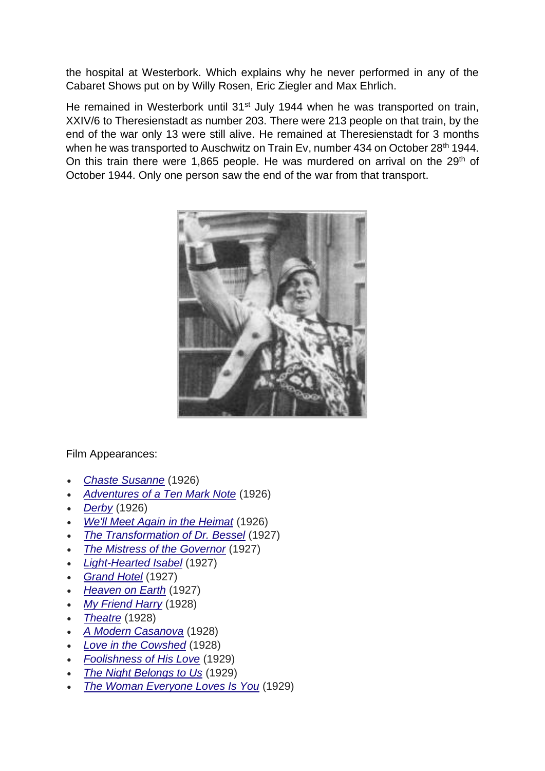the hospital at Westerbork. Which explains why he never performed in any of the Cabaret Shows put on by Willy Rosen, Eric Ziegler and Max Ehrlich.

He remained in Westerbork until 31st July 1944 when he was transported on train, XXIV/6 to Theresienstadt as number 203. There were 213 people on that train, by the end of the war only 13 were still alive. He remained at Theresienstadt for 3 months when he was transported to Auschwitz on Train Ev, number 434 on October 28th 1944. On this train there were 1,865 people. He was murdered on arrival on the 29th of October 1944. Only one person saw the end of the war from that transport.

Film Appearances:

- *Chaste Susanne* (1926)
- *Adventures of a Ten Mark Note* (1926)
- *Derby* (1926)
- *We'll Meet Again in the Heimat* (1926)
- *The Transformation of Dr. Bessel* (1927)
- *The Mistress of the Governor* (1927)
- *Light-Hearted Isabel* (1927)
- *Grand Hotel* (1927)
- *Heaven on Earth* (1927)
- *My Friend Harry* (1928)
- *Theatre* (1928)
- *A Modern Casanova* (1928)
- *Love in the Cowshed* (1928)
- *Foolishness of His Love* (1929)
- *The Night Belongs to Us* (1929)
- *The Woman Everyone Loves Is You* (1929)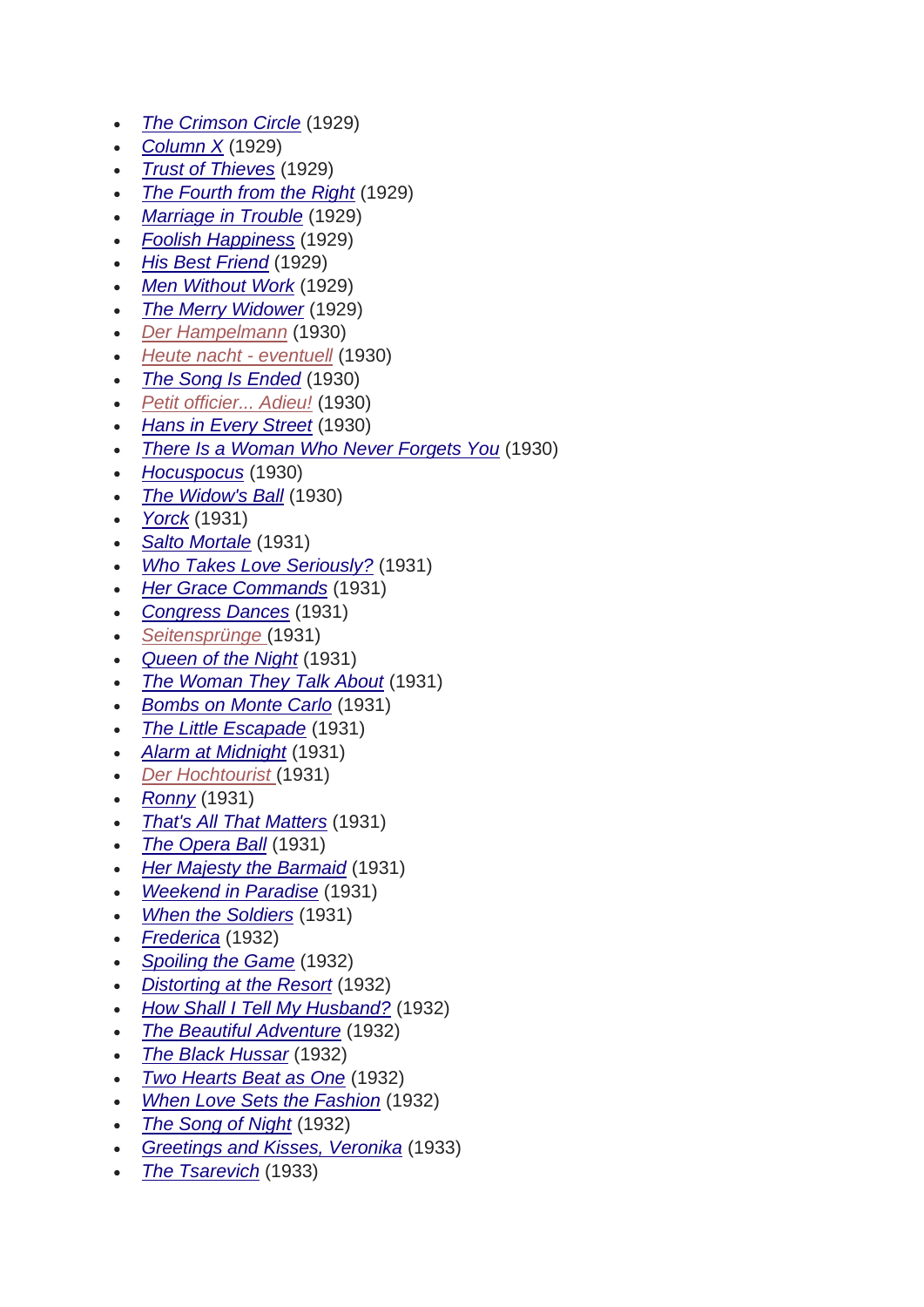- *The Crimson Circle* (1929)
- *Column X* (1929)
- *Trust of Thieves* (1929)
- *The Fourth from the Right* (1929)
- *Marriage in Trouble* (1929)
- *Foolish Happiness* (1929)
- *His Best Friend* (1929)
- *Men Without Work* (1929)
- *The Merry Widower* (1929)
- *Der Hampelmann* (1930)
- *Heute nacht - eventuell* (1930)
- *The Song Is Ended* (1930)
- *Petit officier... Adieu!* (1930)
- *Hans in Every Street* (1930)
- *There Is a Woman Who Never Forgets You* (1930)
- *Hocuspocus* (1930)
- *The Widow's Ball* (1930)
- *Yorck* (1931)
- *Salto Mortale* (1931)
- *Who Takes Love Seriously?* (1931)
- *Her Grace Commands* (1931)
- *Congress Dances* (1931)
- *Seitensprünge* (1931)
- *Queen of the Night* (1931)
- *The Woman They Talk About* (1931)
- *Bombs on Monte Carlo* (1931)
- *The Little Escapade* (1931)
- *Alarm at Midnight* (1931)
- *Der Hochtourist* (1931)
- *Ronny* (1931)
- *That's All That Matters* (1931)
- *The Opera Ball* (1931)
- *Her Majesty the Barmaid* (1931)
- *Weekend in Paradise* (1931)
- *When the Soldiers* (1931)
- *Frederica* (1932)
- *Spoiling the Game* (1932)
- *Distorting at the Resort* (1932)
- *How Shall I Tell My Husband?* (1932)
- *The Beautiful Adventure* (1932)
- *The Black Hussar* (1932)
- *Two Hearts Beat as One* (1932)
- *When Love Sets the Fashion* (1932)
- *The Song of Night* (1932)
- *Greetings and Kisses, Veronika* (1933)
- *The Tsarevich* (1933)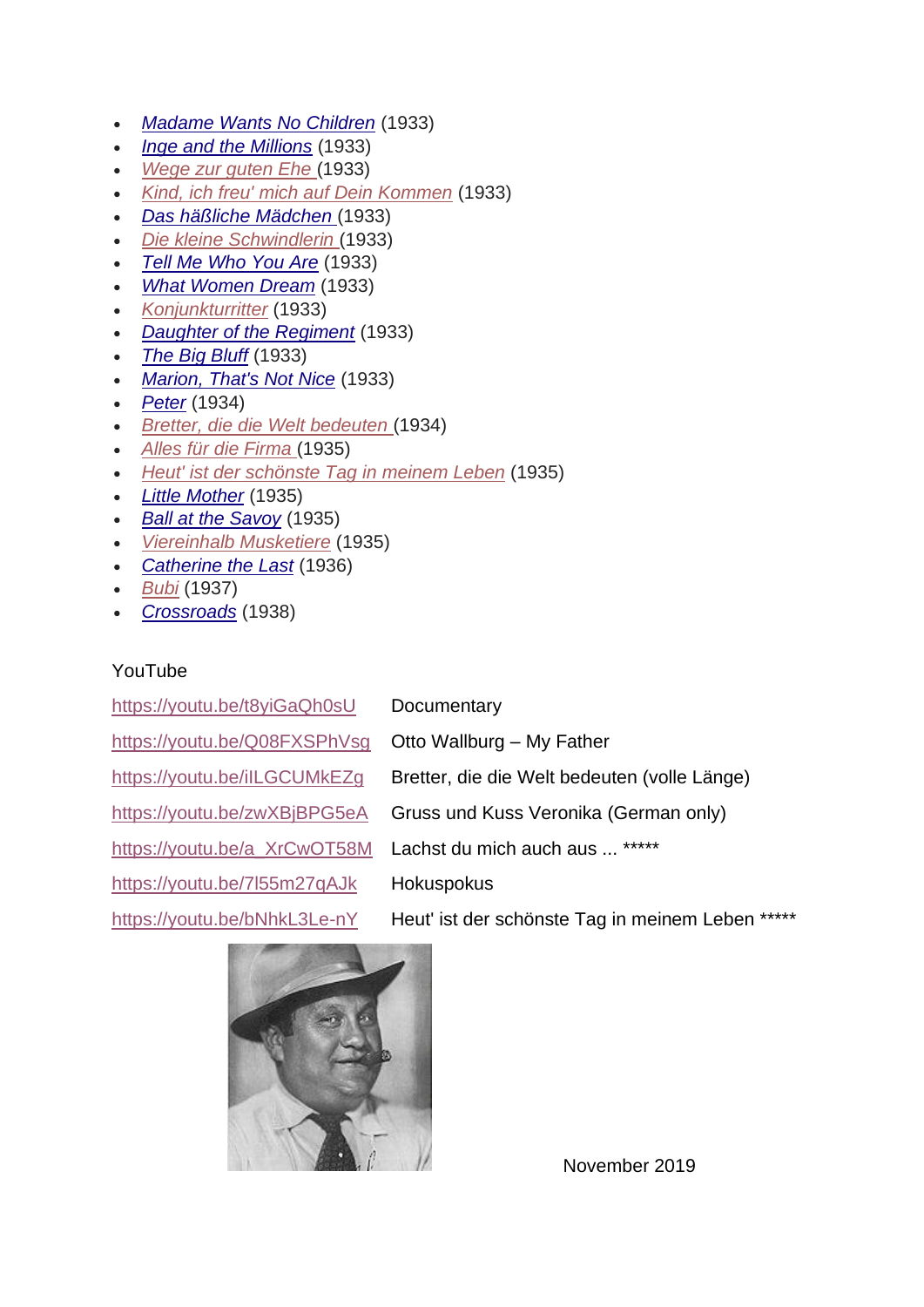- *Madame Wants No Children* (1933)
- *Inge and the Millions* (1933)
- *Wege zur guten Ehe* (1933)
- *Kind, ich freu' mich auf Dein Kommen* (1933)
- *Das häßliche Mädchen* (1933)
- *Die kleine Schwindlerin* (1933)
- *Tell Me Who You Are* (1933)
- *What Women Dream* (1933)
- *Konjunkturritter* (1933)
- *Daughter of the Regiment* (1933)
- *The Big Bluff* (1933)
- *Marion, That's Not Nice* (1933)
- *Peter* (1934)
- *Bretter, die die Welt bedeuten* (1934)
- *Alles für die Firma* (1935)
- *Heut' ist der schönste Tag in meinem Leben* (1935)
- *Little Mother* (1935)
- *Ball at the Savoy* (1935)
- *Viereinhalb Musketiere* (1935)
- *Catherine the Last* (1936)
- *Bubi* (1937)
- *Crossroads* (1938)

YouTube

| | |
|---|---|
| https://youtu.be/t8yiGaQh0sU | Documentary |
| https://youtu.be/Q08FXSPhVsg | Otto Wallburg – My Father |
| https://youtu.be/iILGCUMkEZg | Bretter, die die Welt bedeuten (volle Länge) |
| https://youtu.be/zwXBjBPG5eA | Gruss und Kuss Veronika (German only) |
| https://youtu.be/a_XrCwOT58M | Lachst du mich auch aus ... ***** |
| https://youtu.be/7I55m27qAJk | Hokuspokus |
| https://youtu.be/bNhkL3Le-nY | Heut' ist der schönste Tag in meinem Leben ***** |

November 2019